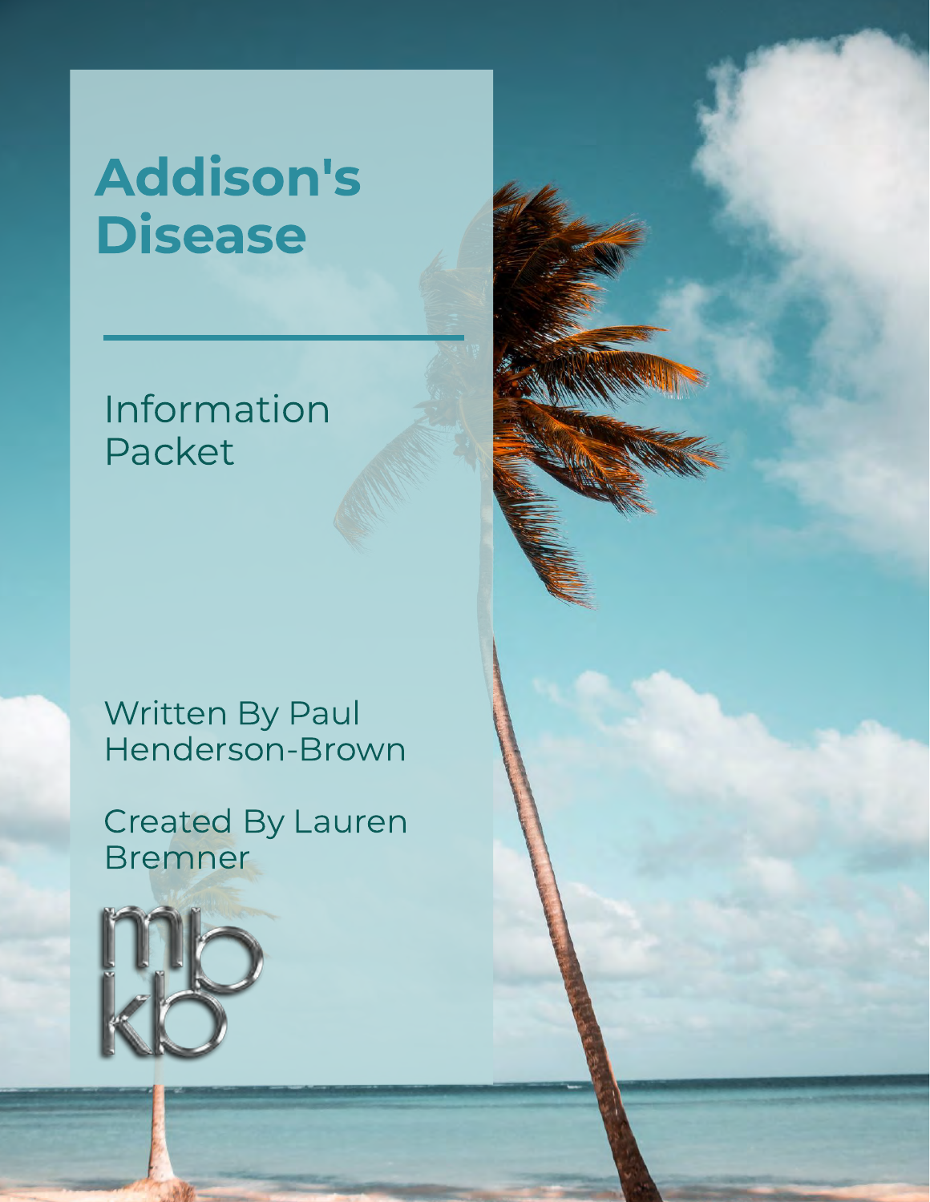# Addison's Disease

---

Information Packet

Written By Paul Henderson-Brown

Created By Lauren Bremner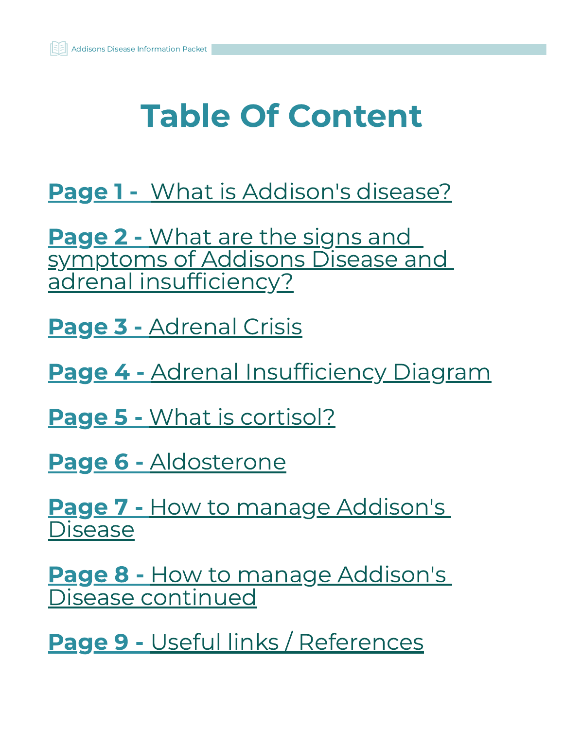# Table Of Content

**Page 1 -** What is Addison's disease?

**Page 2 -** What are the signs and symptoms of Addisons Disease and adrenal insufficiency?

**Page 3 -** Adrenal Crisis

**Page 4 -** Adrenal Insufficiency Diagram

**Page 5 -** What is cortisol?

**Page 6 -** Aldosterone

**Page 7 -** How to manage Addison's Disease

**Page 8 -** How to manage Addison's Disease continued

**Page 9 -** Useful links / References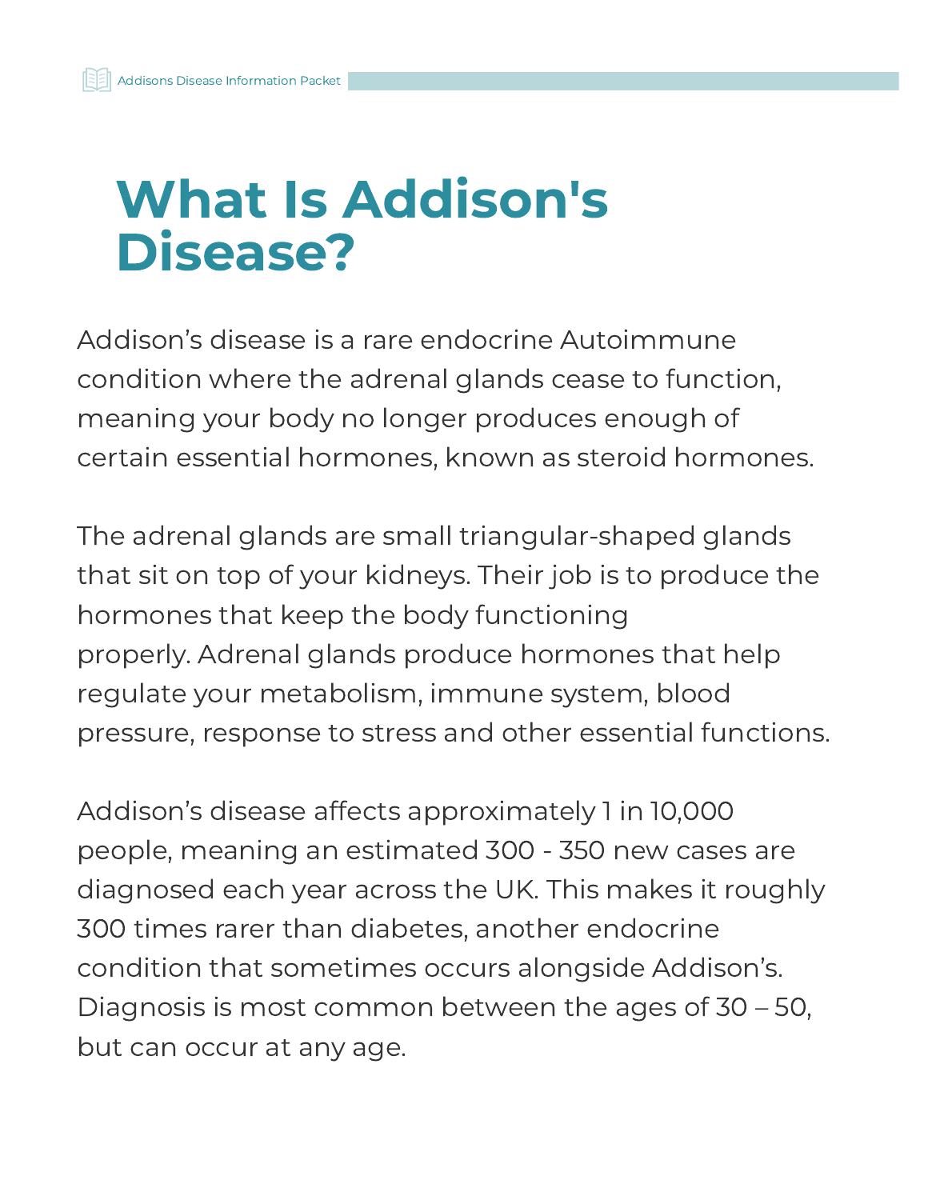# What Is Addison's Disease?

Addison’s disease is a rare endocrine Autoimmune condition where the adrenal glands cease to function, meaning your body no longer produces enough of certain essential hormones, known as steroid hormones.

The adrenal glands are small triangular-shaped glands that sit on top of your kidneys. Their job is to produce the hormones that keep the body functioning properly. Adrenal glands produce hormones that help regulate your metabolism, immune system, blood pressure, response to stress and other essential functions.

Addison’s disease affects approximately 1 in 10,000 people, meaning an estimated 300 - 350 new cases are diagnosed each year across the UK. This makes it roughly 300 times rarer than diabetes, another endocrine condition that sometimes occurs alongside Addison’s. Diagnosis is most common between the ages of 30 – 50, but can occur at any age.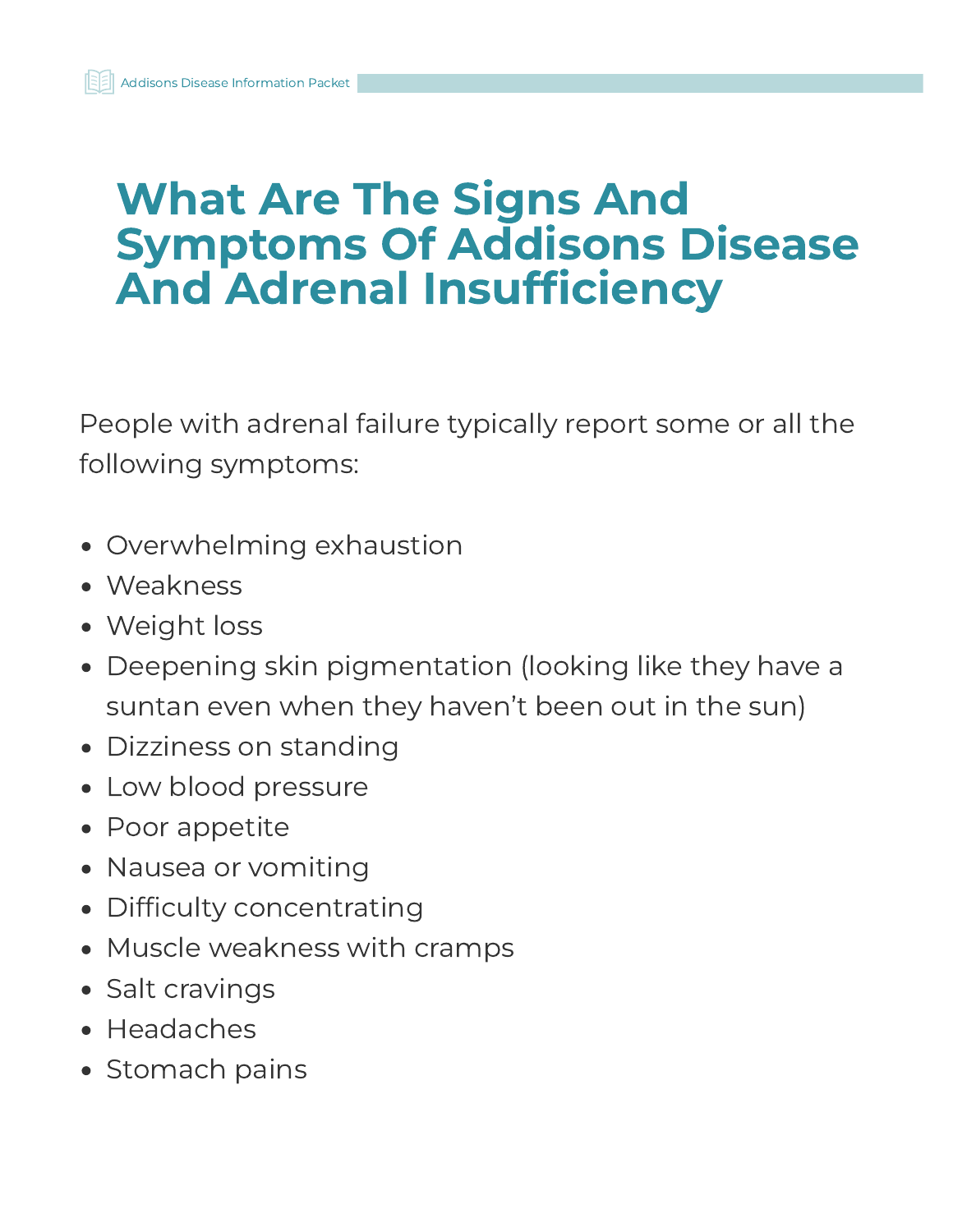# What Are The Signs And Symptoms Of Addisons Disease And Adrenal Insufficiency

People with adrenal failure typically report some or all the following symptoms:

- Overwhelming exhaustion
- Weakness
- Weight loss
- Deepening skin pigmentation (looking like they have a suntan even when they haven't been out in the sun)
- Dizziness on standing
- Low blood pressure
- Poor appetite
- Nausea or vomiting
- Difficulty concentrating
- Muscle weakness with cramps
- Salt cravings
- Headaches
- Stomach pains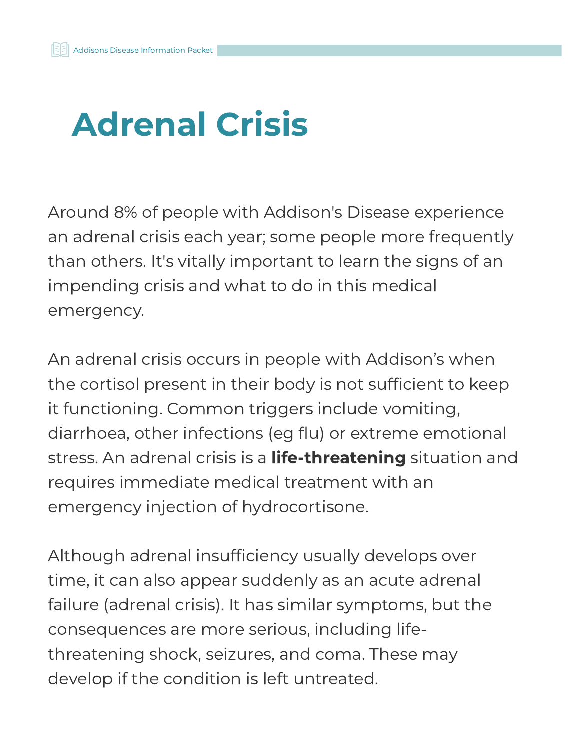# Adrenal Crisis

Around 8% of people with Addison's Disease experience an adrenal crisis each year; some people more frequently than others. It's vitally important to learn the signs of an impending crisis and what to do in this medical emergency.

An adrenal crisis occurs in people with Addison's when the cortisol present in their body is not sufficient to keep it functioning. Common triggers include vomiting, diarrhoea, other infections (eg flu) or extreme emotional stress. An adrenal crisis is a **life-threatening** situation and requires immediate medical treatment with an emergency injection of hydrocortisone.

Although adrenal insufficiency usually develops over time, it can also appear suddenly as an acute adrenal failure (adrenal crisis). It has similar symptoms, but the consequences are more serious, including life-threatening shock, seizures, and coma. These may develop if the condition is left untreated.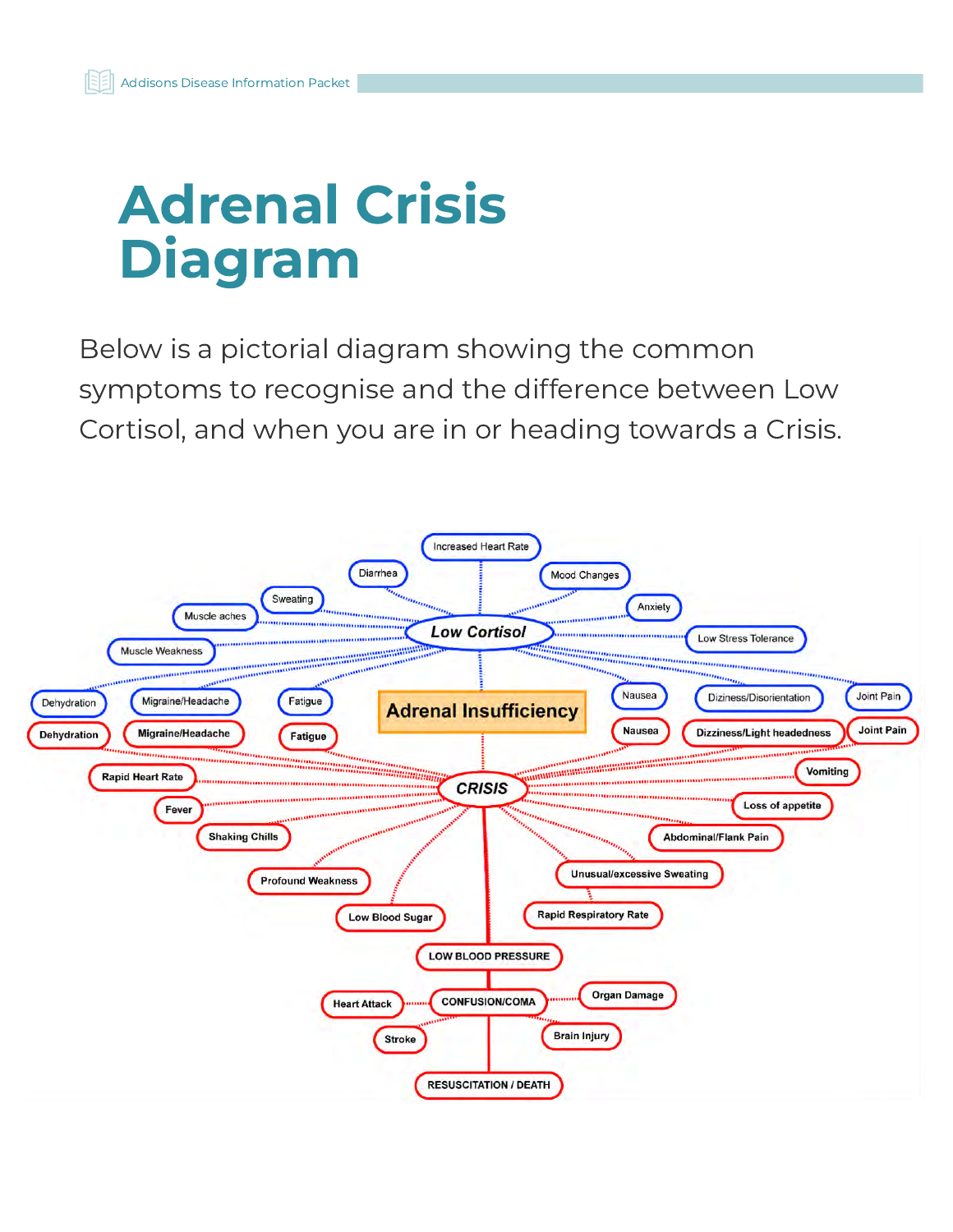# Adrenal Crisis Diagram

Below is a pictorial diagram showing the common symptoms to recognise and the difference between Low Cortisol, and when you are in or heading towards a Crisis.

**Adrenal Insufficiency**

***Low Cortisol***

- Increased Heart Rate
- Diarrhea
- Mood Changes
- Sweating
- Anxiety
- Muscle aches
- Low Stress Tolerance
- Muscle Weakness
- Dehydration
- Migraine/Headache
- Fatigue
- Nausea
- Diziness/Disorientation
- Joint Pain

***CRISIS***

- Dehydration
- Migraine/Headache
- Fatigue
- Nausea
- Dizziness/Light headedness
- Joint Pain
- Rapid Heart Rate
- Vomiting
- Fever
- Loss of appetite
- Shaking Chills
- Abdominal/Flank Pain
- Profound Weakness
- Unusual/excessive Sweating
- Low Blood Sugar
- Rapid Respiratory Rate

**LOW BLOOD PRESSURE**

**CONFUSION/COMA**

- Heart Attack
- Organ Damage
- Stroke
- Brain Injury

**RESUSCITATION / DEATH**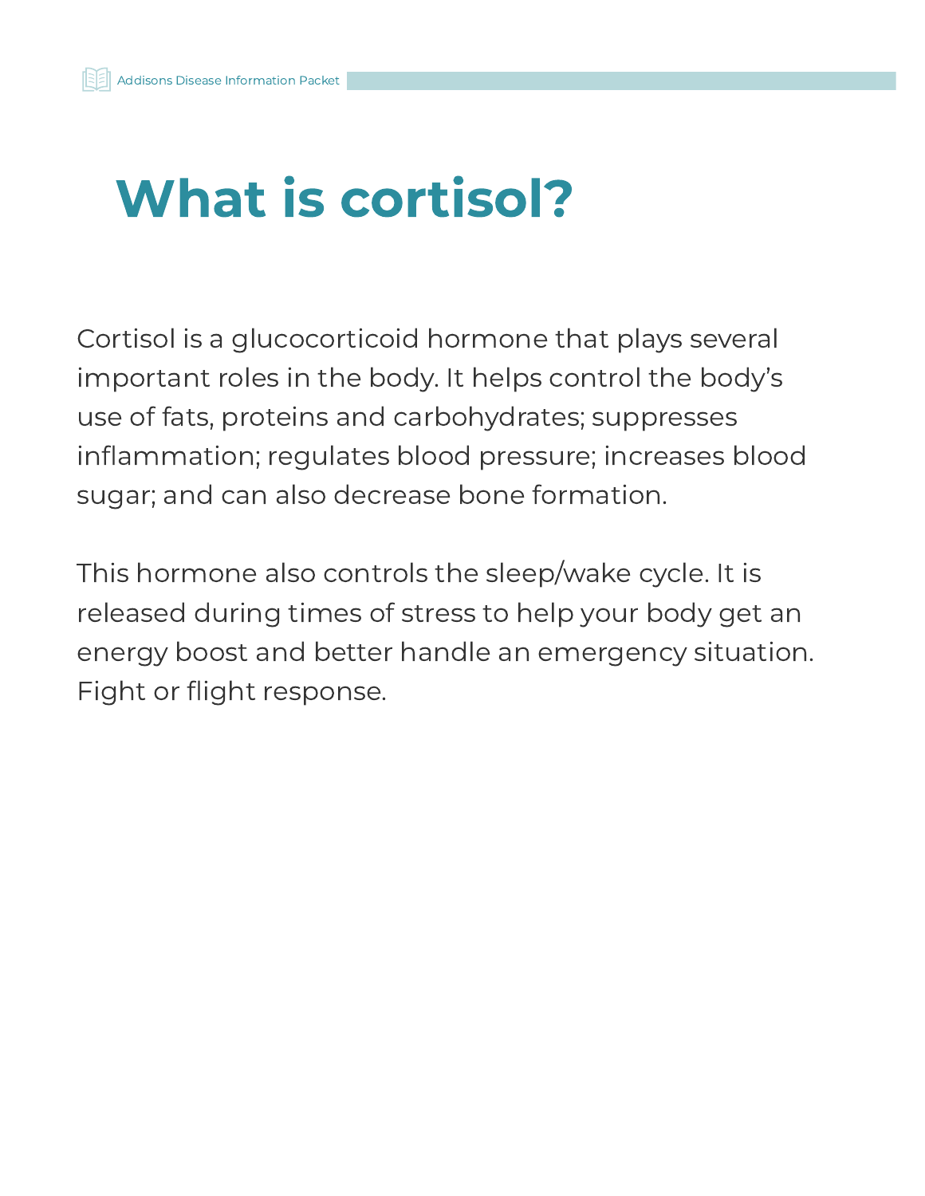# What is cortisol?

Cortisol is a glucocorticoid hormone that plays several important roles in the body. It helps control the body's use of fats, proteins and carbohydrates; suppresses inflammation; regulates blood pressure; increases blood sugar; and can also decrease bone formation.

This hormone also controls the sleep/wake cycle. It is released during times of stress to help your body get an energy boost and better handle an emergency situation. Fight or flight response.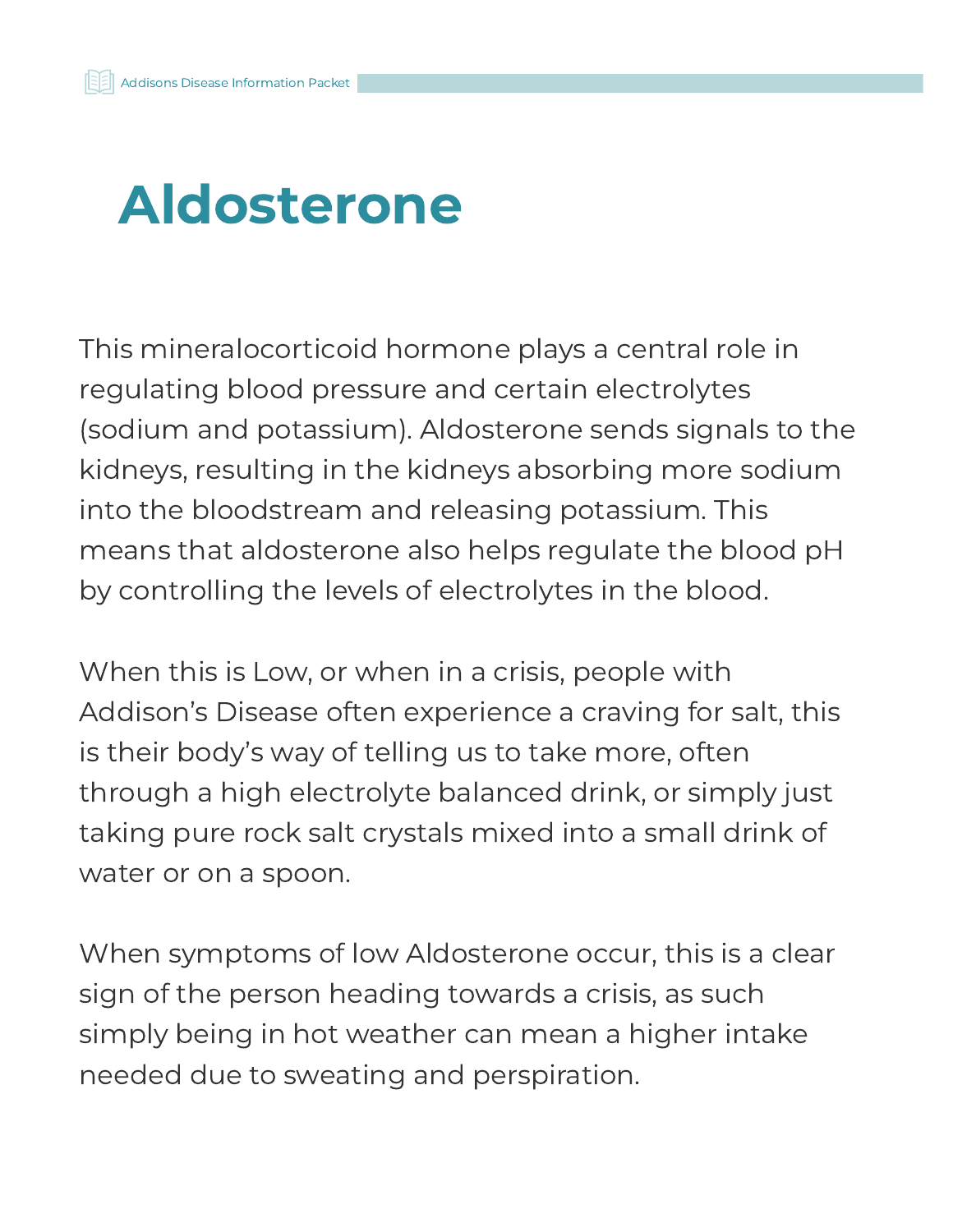# Aldosterone

This mineralocorticoid hormone plays a central role in regulating blood pressure and certain electrolytes (sodium and potassium). Aldosterone sends signals to the kidneys, resulting in the kidneys absorbing more sodium into the bloodstream and releasing potassium. This means that aldosterone also helps regulate the blood pH by controlling the levels of electrolytes in the blood.

When this is Low, or when in a crisis, people with Addison's Disease often experience a craving for salt, this is their body's way of telling us to take more, often through a high electrolyte balanced drink, or simply just taking pure rock salt crystals mixed into a small drink of water or on a spoon.

When symptoms of low Aldosterone occur, this is a clear sign of the person heading towards a crisis, as such simply being in hot weather can mean a higher intake needed due to sweating and perspiration.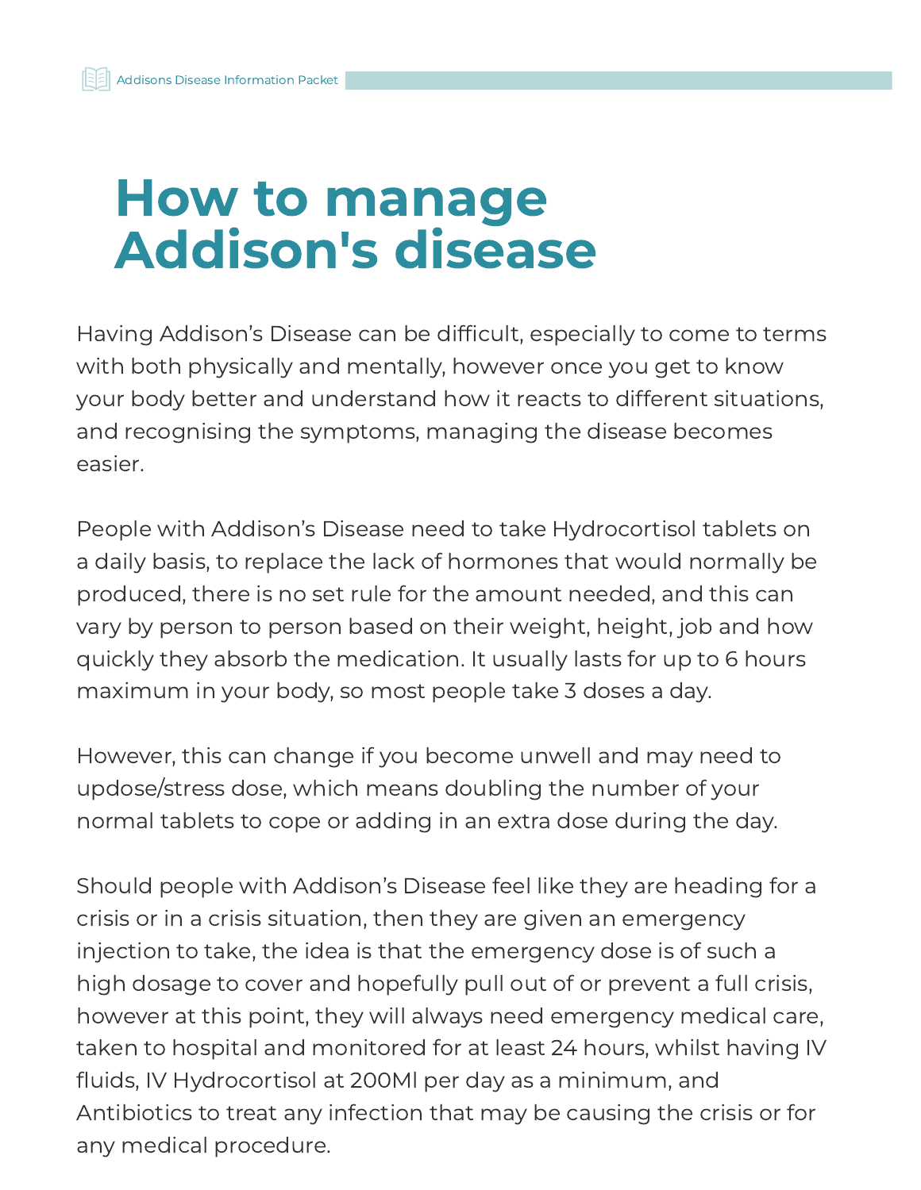# How to manage Addison's disease

Having Addison's Disease can be difficult, especially to come to terms with both physically and mentally, however once you get to know your body better and understand how it reacts to different situations, and recognising the symptoms, managing the disease becomes easier.

People with Addison's Disease need to take Hydrocortisol tablets on a daily basis, to replace the lack of hormones that would normally be produced, there is no set rule for the amount needed, and this can vary by person to person based on their weight, height, job and how quickly they absorb the medication. It usually lasts for up to 6 hours maximum in your body, so most people take 3 doses a day.

However, this can change if you become unwell and may need to updose/stress dose, which means doubling the number of your normal tablets to cope or adding in an extra dose during the day.

Should people with Addison's Disease feel like they are heading for a crisis or in a crisis situation, then they are given an emergency injection to take, the idea is that the emergency dose is of such a high dosage to cover and hopefully pull out of or prevent a full crisis, however at this point, they will always need emergency medical care, taken to hospital and monitored for at least 24 hours, whilst having IV fluids, IV Hydrocortisol at 200Ml per day as a minimum, and Antibiotics to treat any infection that may be causing the crisis or for any medical procedure.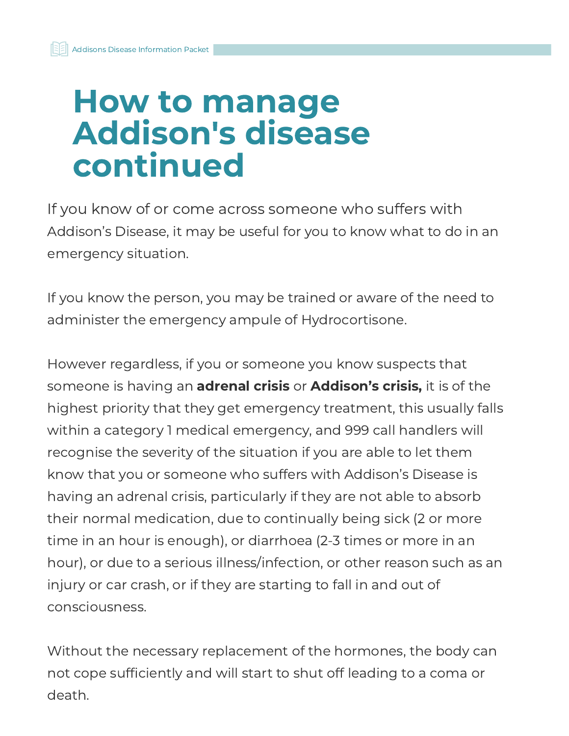# How to manage Addison's disease continued

If you know of or come across someone who suffers with Addison's Disease, it may be useful for you to know what to do in an emergency situation.

If you know the person, you may be trained or aware of the need to administer the emergency ampule of Hydrocortisone.

However regardless, if you or someone you know suspects that someone is having an **adrenal crisis** or **Addison's crisis,** it is of the highest priority that they get emergency treatment, this usually falls within a category 1 medical emergency, and 999 call handlers will recognise the severity of the situation if you are able to let them know that you or someone who suffers with Addison's Disease is having an adrenal crisis, particularly if they are not able to absorb their normal medication, due to continually being sick (2 or more time in an hour is enough), or diarrhoea (2-3 times or more in an hour), or due to a serious illness/infection, or other reason such as an injury or car crash, or if they are starting to fall in and out of consciousness.

Without the necessary replacement of the hormones, the body can not cope sufficiently and will start to shut off leading to a coma or death.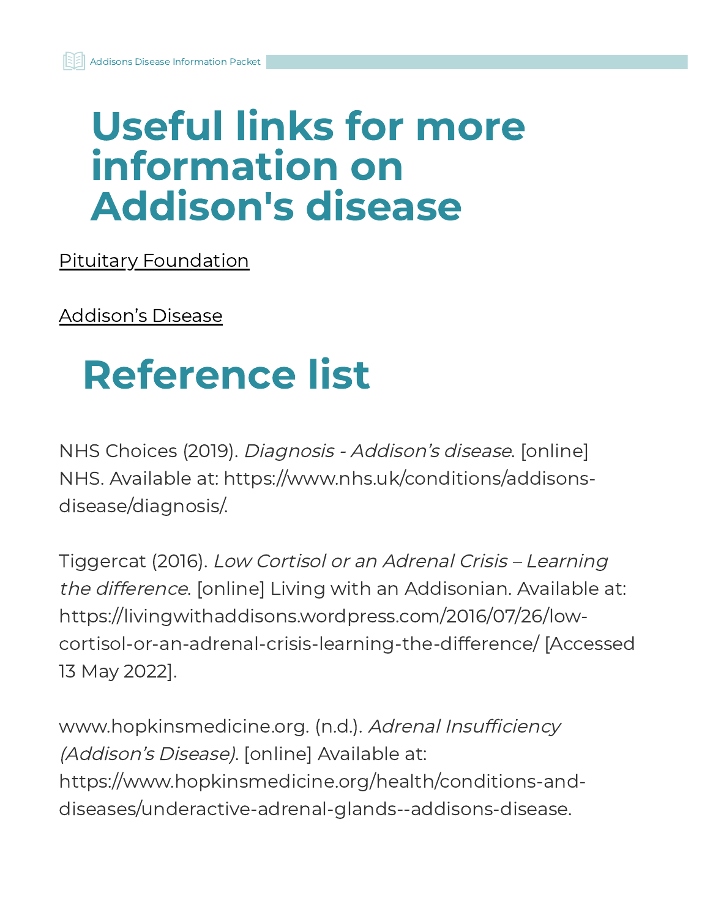# Useful links for more information on Addison's disease

Pituitary Foundation

Addison's Disease

# Reference list

NHS Choices (2019). *Diagnosis - Addison's disease*. [online] NHS. Available at: https://www.nhs.uk/conditions/addisons-disease/diagnosis/.

Tiggercat (2016). *Low Cortisol or an Adrenal Crisis – Learning the difference*. [online] Living with an Addisonian. Available at: https://livingwithaddisons.wordpress.com/2016/07/26/low-cortisol-or-an-adrenal-crisis-learning-the-difference/ [Accessed 13 May 2022].

www.hopkinsmedicine.org. (n.d.). *Adrenal Insufficiency (Addison's Disease)*. [online] Available at: https://www.hopkinsmedicine.org/health/conditions-and-diseases/underactive-adrenal-glands--addisons-disease.